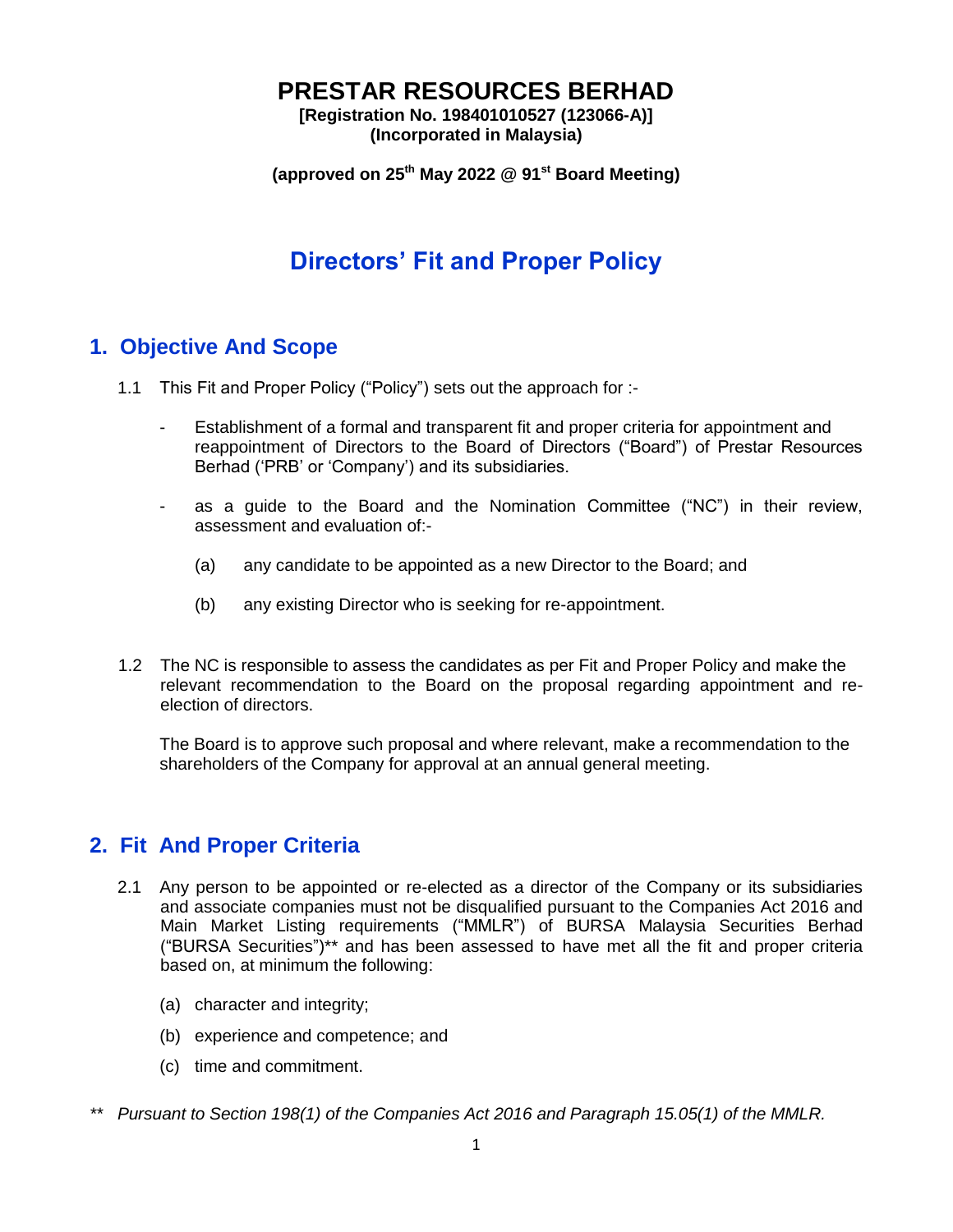# PRESTAR RESOURCES BERHAD

**[Registration No. 198401010527 (123066-A)]**
**(Incorporated in Malaysia)**

**(approved on 25th May 2022 @ 91st Board Meeting)**

# Directors' Fit and Proper Policy

## 1. Objective And Scope

1.1 This Fit and Proper Policy ("Policy") sets out the approach for :-

- Establishment of a formal and transparent fit and proper criteria for appointment and reappointment of Directors to the Board of Directors ("Board") of Prestar Resources Berhad ('PRB' or 'Company') and its subsidiaries.

- as a guide to the Board and the Nomination Committee ("NC") in their review, assessment and evaluation of:-

  (a) any candidate to be appointed as a new Director to the Board; and

  (b) any existing Director who is seeking for re-appointment.

1.2 The NC is responsible to assess the candidates as per Fit and Proper Policy and make the relevant recommendation to the Board on the proposal regarding appointment and re-election of directors.

The Board is to approve such proposal and where relevant, make a recommendation to the shareholders of the Company for approval at an annual general meeting.

## 2. Fit And Proper Criteria

2.1 Any person to be appointed or re-elected as a director of the Company or its subsidiaries and associate companies must not be disqualified pursuant to the Companies Act 2016 and Main Market Listing requirements ("MMLR") of BURSA Malaysia Securities Berhad ("BURSA Securities")** and has been assessed to have met all the fit and proper criteria based on, at minimum the following:

(a) character and integrity;

(b) experience and competence; and

(c) time and commitment.

*** Pursuant to Section 198(1) of the Companies Act 2016 and Paragraph 15.05(1) of the MMLR.*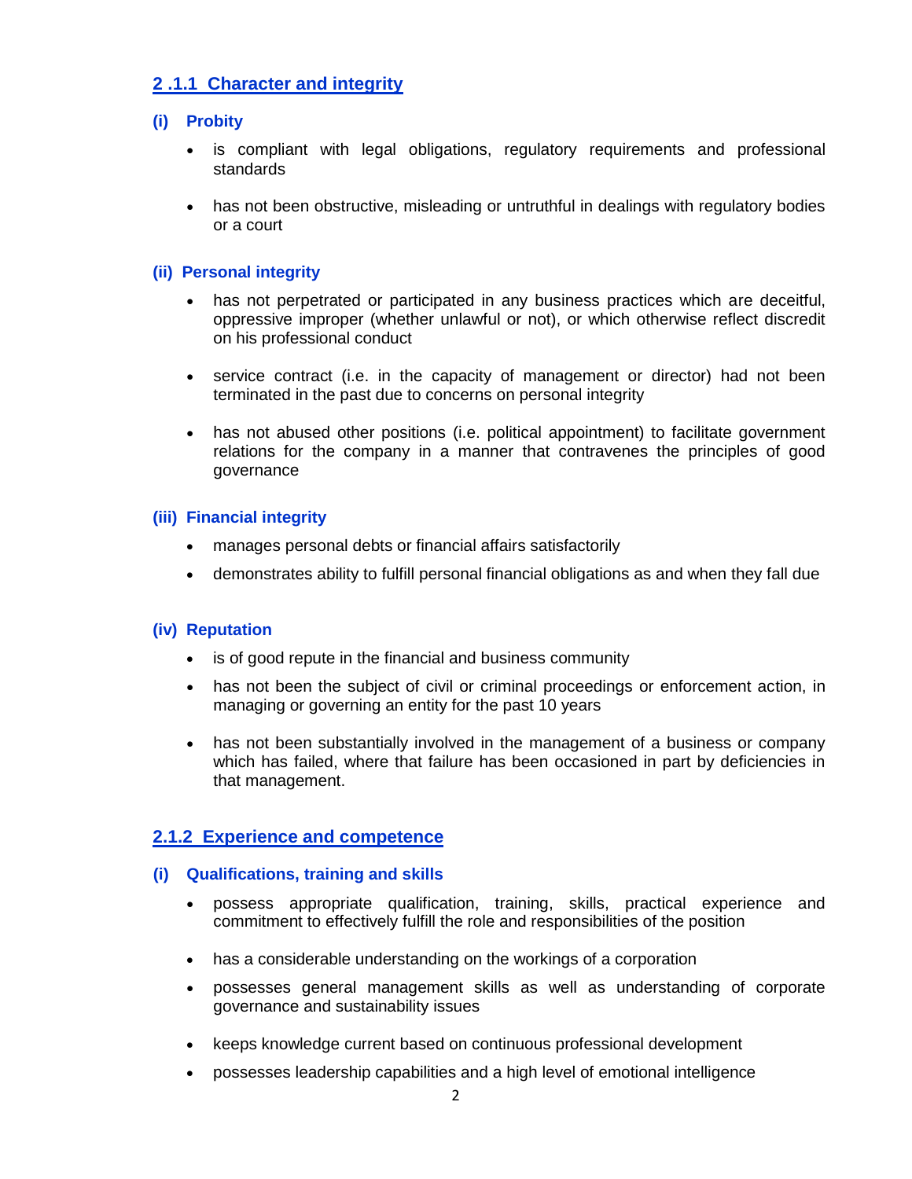### 2 .1.1 Character and integrity

**(i) Probity**

- is compliant with legal obligations, regulatory requirements and professional standards
- has not been obstructive, misleading or untruthful in dealings with regulatory bodies or a court

**(ii) Personal integrity**

- has not perpetrated or participated in any business practices which are deceitful, oppressive improper (whether unlawful or not), or which otherwise reflect discredit on his professional conduct
- service contract (i.e. in the capacity of management or director) had not been terminated in the past due to concerns on personal integrity
- has not abused other positions (i.e. political appointment) to facilitate government relations for the company in a manner that contravenes the principles of good governance

**(iii) Financial integrity**

- manages personal debts or financial affairs satisfactorily
- demonstrates ability to fulfill personal financial obligations as and when they fall due

**(iv) Reputation**

- is of good repute in the financial and business community
- has not been the subject of civil or criminal proceedings or enforcement action, in managing or governing an entity for the past 10 years
- has not been substantially involved in the management of a business or company which has failed, where that failure has been occasioned in part by deficiencies in that management.

### 2.1.2 Experience and competence

**(i) Qualifications, training and skills**

- possess appropriate qualification, training, skills, practical experience and commitment to effectively fulfill the role and responsibilities of the position
- has a considerable understanding on the workings of a corporation
- possesses general management skills as well as understanding of corporate governance and sustainability issues
- keeps knowledge current based on continuous professional development
- possesses leadership capabilities and a high level of emotional intelligence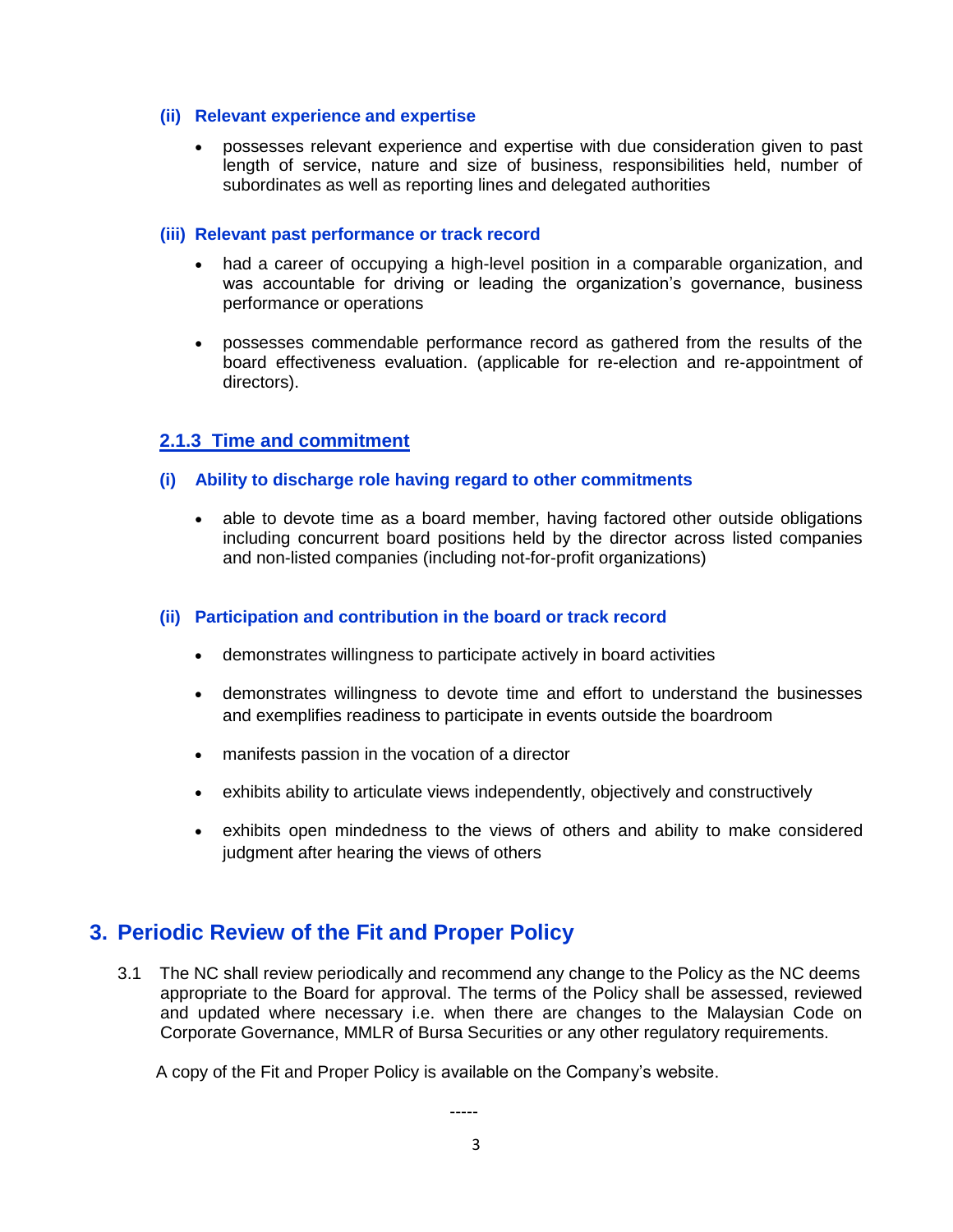**(ii) Relevant experience and expertise**

- possesses relevant experience and expertise with due consideration given to past length of service, nature and size of business, responsibilities held, number of subordinates as well as reporting lines and delegated authorities

**(iii) Relevant past performance or track record**

- had a career of occupying a high-level position in a comparable organization, and was accountable for driving or leading the organization's governance, business performance or operations
- possesses commendable performance record as gathered from the results of the board effectiveness evaluation. (applicable for re-election and re-appointment of directors).

### 2.1.3 Time and commitment

**(i) Ability to discharge role having regard to other commitments**

- able to devote time as a board member, having factored other outside obligations including concurrent board positions held by the director across listed companies and non-listed companies (including not-for-profit organizations)

**(ii) Participation and contribution in the board or track record**

- demonstrates willingness to participate actively in board activities
- demonstrates willingness to devote time and effort to understand the businesses and exemplifies readiness to participate in events outside the boardroom
- manifests passion in the vocation of a director
- exhibits ability to articulate views independently, objectively and constructively
- exhibits open mindedness to the views of others and ability to make considered judgment after hearing the views of others

## 3. Periodic Review of the Fit and Proper Policy

3.1 The NC shall review periodically and recommend any change to the Policy as the NC deems appropriate to the Board for approval. The terms of the Policy shall be assessed, reviewed and updated where necessary i.e. when there are changes to the Malaysian Code on Corporate Governance, MMLR of Bursa Securities or any other regulatory requirements.

A copy of the Fit and Proper Policy is available on the Company's website.

-----